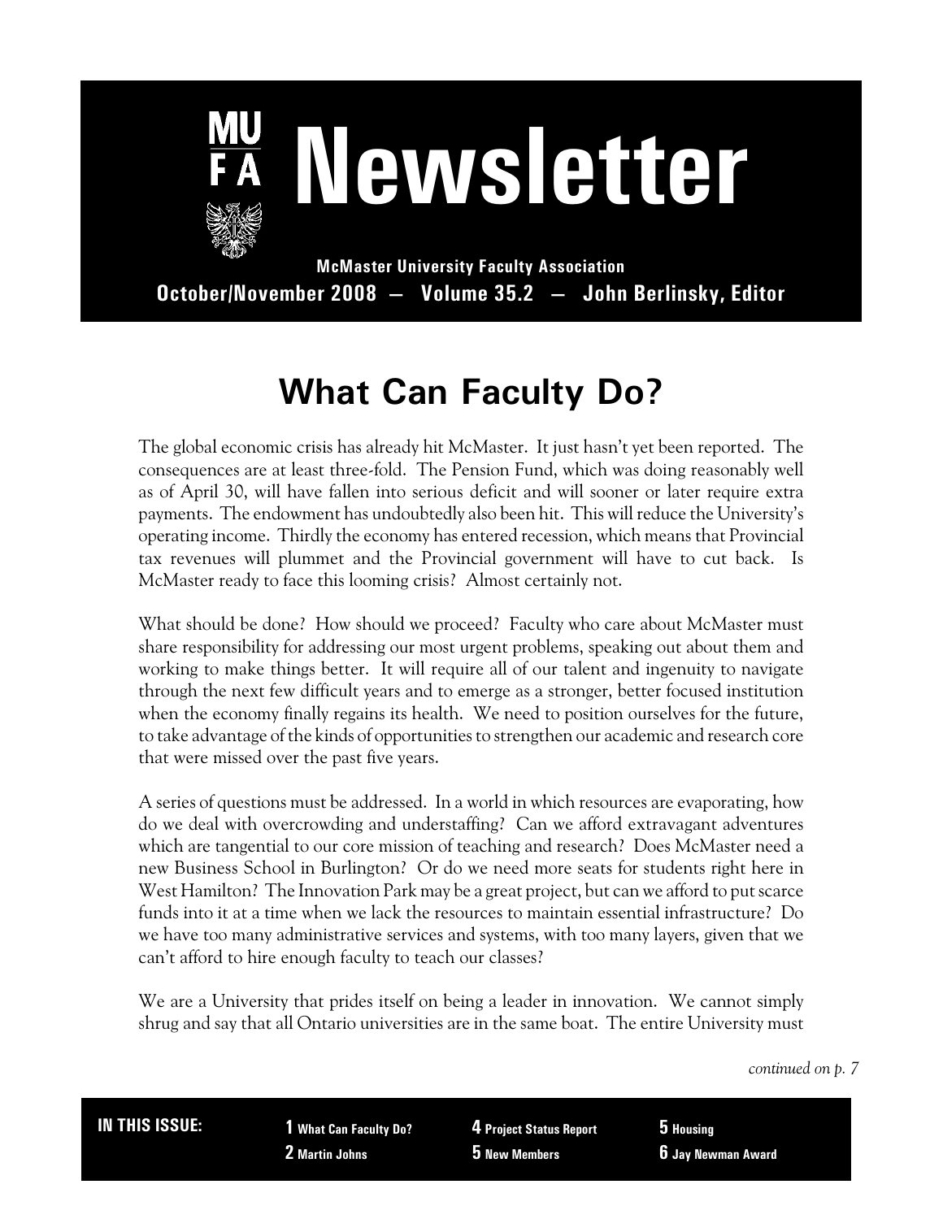# MUFA Newsletter

**McMaster University Faculty Association**

**October/November 2008 — Volume 35.2 — John Berlinsky, Editor**

## What Can Faculty Do?

The global economic crisis has already hit McMaster. It just hasn't yet been reported. The consequences are at least three-fold. The Pension Fund, which was doing reasonably well as of April 30, will have fallen into serious deficit and will sooner or later require extra payments. The endowment has undoubtedly also been hit. This will reduce the University's operating income. Thirdly the economy has entered recession, which means that Provincial tax revenues will plummet and the Provincial government will have to cut back. Is McMaster ready to face this looming crisis? Almost certainly not.

What should be done? How should we proceed? Faculty who care about McMaster must share responsibility for addressing our most urgent problems, speaking out about them and working to make things better. It will require all of our talent and ingenuity to navigate through the next few difficult years and to emerge as a stronger, better focused institution when the economy finally regains its health. We need to position ourselves for the future, to take advantage of the kinds of opportunities to strengthen our academic and research core that were missed over the past five years.

A series of questions must be addressed. In a world in which resources are evaporating, how do we deal with overcrowding and understaffing? Can we afford extravagant adventures which are tangential to our core mission of teaching and research? Does McMaster need a new Business School in Burlington? Or do we need more seats for students right here in West Hamilton? The Innovation Park may be a great project, but can we afford to put scarce funds into it at a time when we lack the resources to maintain essential infrastructure? Do we have too many administrative services and systems, with too many layers, given that we can't afford to hire enough faculty to teach our classes?

We are a University that prides itself on being a leader in innovation. We cannot simply shrug and say that all Ontario universities are in the same boat. The entire University must

*continued on p. 7*

**IN THIS ISSUE:**

- **1** What Can Faculty Do?
- **2** Martin Johns
- **4** Project Status Report
- **5** New Members
- **5** Housing
- **6** Jay Newman Award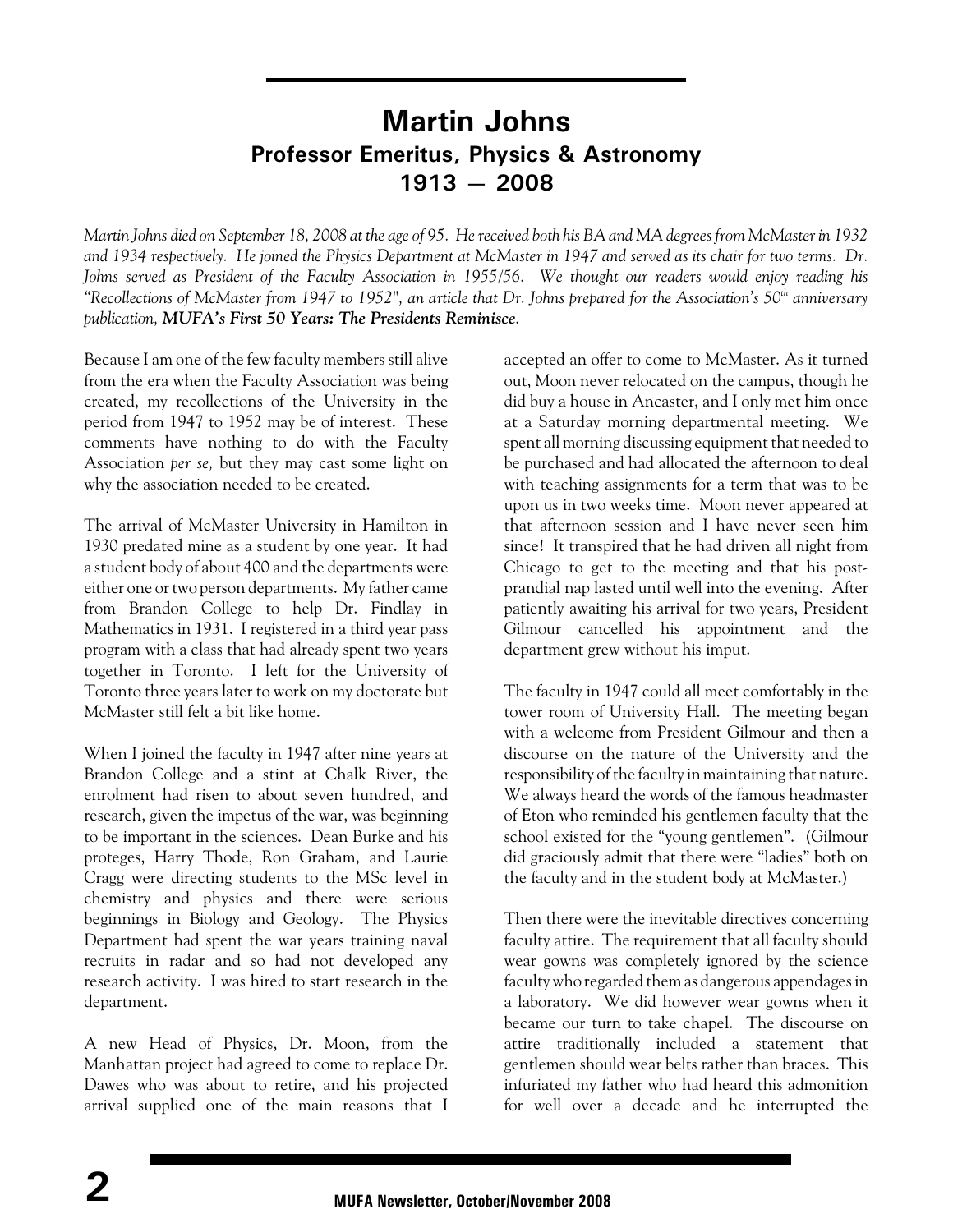# Martin Johns

## Professor Emeritus, Physics & Astronomy

## 1913 — 2008

*Martin Johns died on September 18, 2008 at the age of 95. He received both his BA and MA degrees from McMaster in 1932 and 1934 respectively. He joined the Physics Department at McMaster in 1947 and served as its chair for two terms. Dr. Johns served as President of the Faculty Association in 1955/56. We thought our readers would enjoy reading his "Recollections of McMaster from 1947 to 1952", an article that Dr. Johns prepared for the Association's 50th anniversary publication,* ***MUFA's First 50 Years: The Presidents Reminisce****.*

Because I am one of the few faculty members still alive from the era when the Faculty Association was being created, my recollections of the University in the period from 1947 to 1952 may be of interest. These comments have nothing to do with the Faculty Association *per se,* but they may cast some light on why the association needed to be created.

The arrival of McMaster University in Hamilton in 1930 predated mine as a student by one year. It had a student body of about 400 and the departments were either one or two person departments. My father came from Brandon College to help Dr. Findlay in Mathematics in 1931. I registered in a third year pass program with a class that had already spent two years together in Toronto. I left for the University of Toronto three years later to work on my doctorate but McMaster still felt a bit like home.

When I joined the faculty in 1947 after nine years at Brandon College and a stint at Chalk River, the enrolment had risen to about seven hundred, and research, given the impetus of the war, was beginning to be important in the sciences. Dean Burke and his proteges, Harry Thode, Ron Graham, and Laurie Cragg were directing students to the MSc level in chemistry and physics and there were serious beginnings in Biology and Geology. The Physics Department had spent the war years training naval recruits in radar and so had not developed any research activity. I was hired to start research in the department.

A new Head of Physics, Dr. Moon, from the Manhattan project had agreed to come to replace Dr. Dawes who was about to retire, and his projected arrival supplied one of the main reasons that I accepted an offer to come to McMaster. As it turned out, Moon never relocated on the campus, though he did buy a house in Ancaster, and I only met him once at a Saturday morning departmental meeting. We spent all morning discussing equipment that needed to be purchased and had allocated the afternoon to deal with teaching assignments for a term that was to be upon us in two weeks time. Moon never appeared at that afternoon session and I have never seen him since! It transpired that he had driven all night from Chicago to get to the meeting and that his post-prandial nap lasted until well into the evening. After patiently awaiting his arrival for two years, President Gilmour cancelled his appointment and the department grew without his imput.

The faculty in 1947 could all meet comfortably in the tower room of University Hall. The meeting began with a welcome from President Gilmour and then a discourse on the nature of the University and the responsibility of the faculty in maintaining that nature. We always heard the words of the famous headmaster of Eton who reminded his gentlemen faculty that the school existed for the "young gentlemen". (Gilmour did graciously admit that there were "ladies" both on the faculty and in the student body at McMaster.)

Then there were the inevitable directives concerning faculty attire. The requirement that all faculty should wear gowns was completely ignored by the science faculty who regarded them as dangerous appendages in a laboratory. We did however wear gowns when it became our turn to take chapel. The discourse on attire traditionally included a statement that gentlemen should wear belts rather than braces. This infuriated my father who had heard this admonition for well over a decade and he interrupted the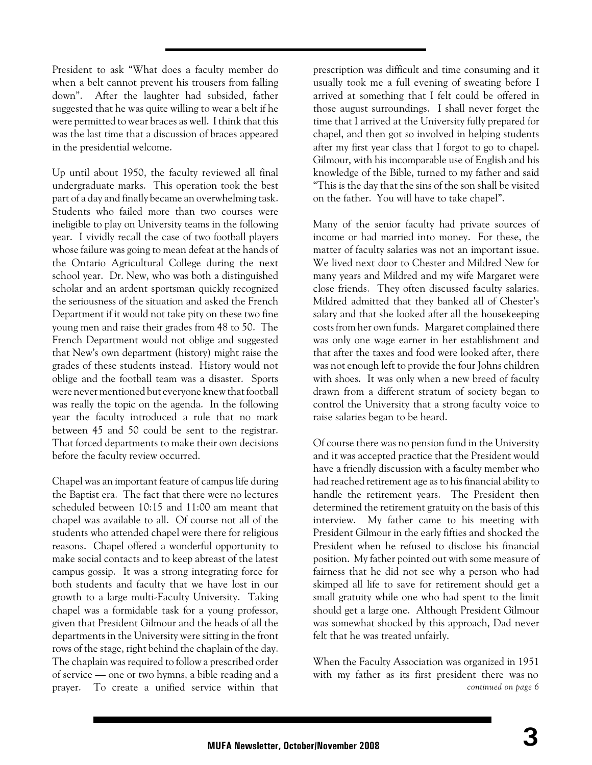President to ask “What does a faculty member do when a belt cannot prevent his trousers from falling down”. After the laughter had subsided, father suggested that he was quite willing to wear a belt if he were permitted to wear braces as well. I think that this was the last time that a discussion of braces appeared in the presidential welcome.

Up until about 1950, the faculty reviewed all final undergraduate marks. This operation took the best part of a day and finally became an overwhelming task. Students who failed more than two courses were ineligible to play on University teams in the following year. I vividly recall the case of two football players whose failure was going to mean defeat at the hands of the Ontario Agricultural College during the next school year. Dr. New, who was both a distinguished scholar and an ardent sportsman quickly recognized the seriousness of the situation and asked the French Department if it would not take pity on these two fine young men and raise their grades from 48 to 50. The French Department would not oblige and suggested that New’s own department (history) might raise the grades of these students instead. History would not oblige and the football team was a disaster. Sports were never mentioned but everyone knew that football was really the topic on the agenda. In the following year the faculty introduced a rule that no mark between 45 and 50 could be sent to the registrar. That forced departments to make their own decisions before the faculty review occurred.

Chapel was an important feature of campus life during the Baptist era. The fact that there were no lectures scheduled between 10:15 and 11:00 am meant that chapel was available to all. Of course not all of the students who attended chapel were there for religious reasons. Chapel offered a wonderful opportunity to make social contacts and to keep abreast of the latest campus gossip. It was a strong integrating force for both students and faculty that we have lost in our growth to a large multi-Faculty University. Taking chapel was a formidable task for a young professor, given that President Gilmour and the heads of all the departments in the University were sitting in the front rows of the stage, right behind the chaplain of the day. The chaplain was required to follow a prescribed order of service — one or two hymns, a bible reading and a prayer. To create a unified service within that prescription was difficult and time consuming and it usually took me a full evening of sweating before I arrived at something that I felt could be offered in those august surroundings. I shall never forget the time that I arrived at the University fully prepared for chapel, and then got so involved in helping students after my first year class that I forgot to go to chapel. Gilmour, with his incomparable use of English and his knowledge of the Bible, turned to my father and said “This is the day that the sins of the son shall be visited on the father. You will have to take chapel”.

Many of the senior faculty had private sources of income or had married into money. For these, the matter of faculty salaries was not an important issue. We lived next door to Chester and Mildred New for many years and Mildred and my wife Margaret were close friends. They often discussed faculty salaries. Mildred admitted that they banked all of Chester’s salary and that she looked after all the housekeeping costs from her own funds. Margaret complained there was only one wage earner in her establishment and that after the taxes and food were looked after, there was not enough left to provide the four Johns children with shoes. It was only when a new breed of faculty drawn from a different stratum of society began to control the University that a strong faculty voice to raise salaries began to be heard.

Of course there was no pension fund in the University and it was accepted practice that the President would have a friendly discussion with a faculty member who had reached retirement age as to his financial ability to handle the retirement years. The President then determined the retirement gratuity on the basis of this interview. My father came to his meeting with President Gilmour in the early fifties and shocked the President when he refused to disclose his financial position. My father pointed out with some measure of fairness that he did not see why a person who had skimped all life to save for retirement should get a small gratuity while one who had spent to the limit should get a large one. Although President Gilmour was somewhat shocked by this approach, Dad never felt that he was treated unfairly.

When the Faculty Association was organized in 1951 with my father as its first president there was no

*continued on page 6*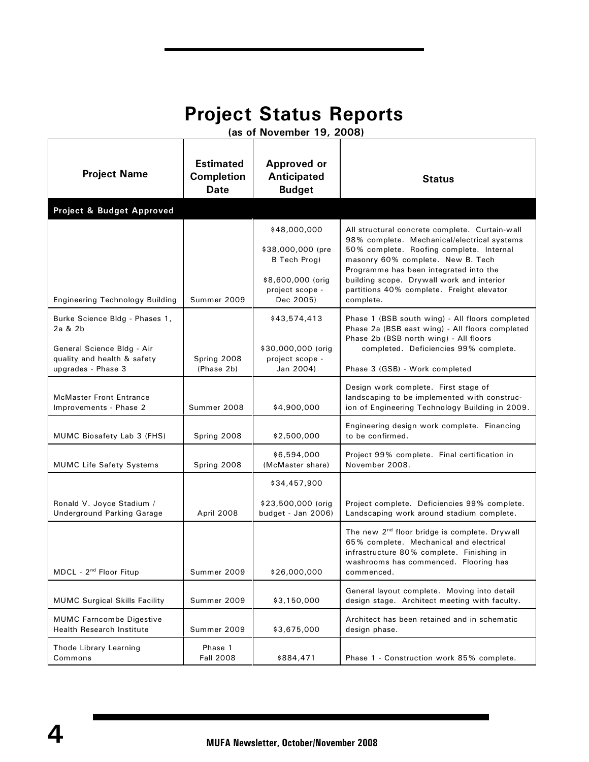# Project Status Reports

**(as of November 19, 2008)**

| Project Name | Estimated Completion Date | Approved or Anticipated Budget | Status |
|---|---|---|---|
| **Project & Budget Approved** | | | |
| Engineering Technology Building | Summer 2009 | $48,000,000<br><br>$38,000,000 (pre B Tech Prog)<br><br>$8,600,000 (orig project scope - Dec 2005) | All structural concrete complete. Curtain-wall 98% complete. Mechanical/electrical systems 50% complete. Roofing complete. Internal masonry 60% complete. New B. Tech Programme has been integrated into the building scope. Drywall work and interior partitions 40% complete. Freight elevator complete. |
| Burke Science Bldg - Phases 1, 2a & 2b<br><br>General Science Bldg - Air quality and health & safety upgrades - Phase 3 | Spring 2008 (Phase 2b) | $43,574,413<br><br>$30,000,000 (orig project scope - Jan 2004) | Phase 1 (BSB south wing) - All floors completed<br>Phase 2a (BSB east wing) - All floors completed<br>Phase 2b (BSB north wing) - All floors completed. Deficiencies 99% complete.<br><br>Phase 3 (GSB) - Work completed |
| McMaster Front Entrance Improvements - Phase 2 | Summer 2008 | $4,900,000 | Design work complete. First stage of landscaping to be implemented with construcion of Engineering Technology Building in 2009. |
| MUMC Biosafety Lab 3 (FHS) | Spring 2008 | $2,500,000 | Engineering design work complete. Financing to be confirmed. |
| MUMC Life Safety Systems | Spring 2008 | $6,594,000 (McMaster share) | Project 99% complete. Final certification in November 2008. |
| Ronald V. Joyce Stadium / Underground Parking Garage | April 2008 | $34,457,900<br><br>$23,500,000 (orig budget - Jan 2006) | Project complete. Deficiencies 99% complete. Landscaping work around stadium complete. |
| MDCL - 2nd Floor Fitup | Summer 2009 | $26,000,000 | The new 2nd floor bridge is complete. Drywall 65% complete. Mechanical and electrical infrastructure 80% complete. Finishing in washrooms has commenced. Flooring has commenced. |
| MUMC Surgical Skills Facility | Summer 2009 | $3,150,000 | General layout complete. Moving into detail design stage. Architect meeting with faculty. |
| MUMC Farncombe Digestive Health Research Institute | Summer 2009 | $3,675,000 | Architect has been retained and in schematic design phase. |
| Thode Library Learning Commons | Phase 1 Fall 2008 | $884,471 | Phase 1 - Construction work 85% complete. |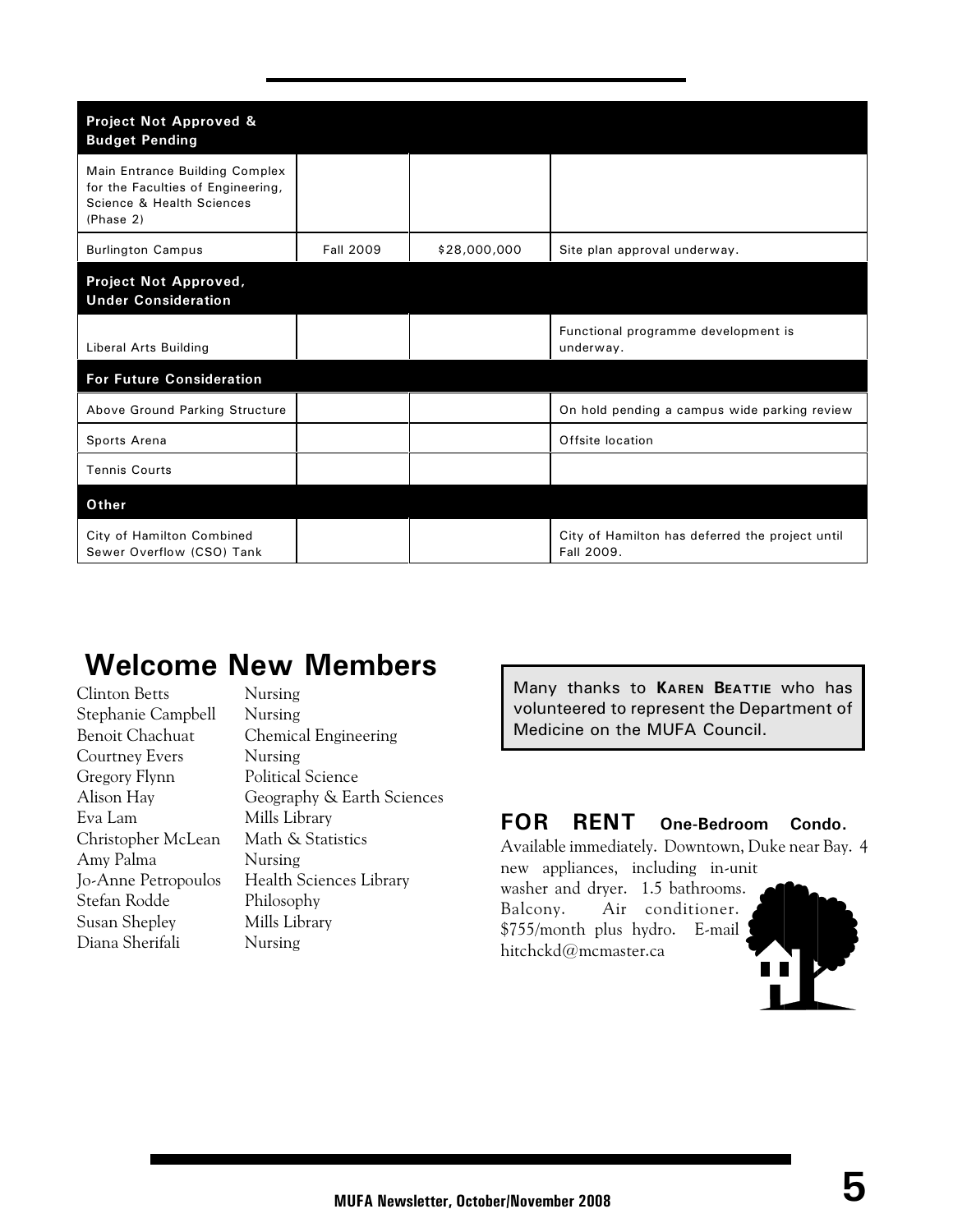| | | | |
|---|---|---|---|
| **Project Not Approved & Budget Pending** | | | |
| Main Entrance Building Complex for the Faculties of Engineering, Science & Health Sciences (Phase 2) | | | |
| Burlington Campus | Fall 2009 | $28,000,000 | Site plan approval underway. |
| **Project Not Approved, Under Consideration** | | | |
| Liberal Arts Building | | | Functional programme development is underway. |
| **For Future Consideration** | | | |
| Above Ground Parking Structure | | | On hold pending a campus wide parking review |
| Sports Arena | | | Offsite location |
| Tennis Courts | | | |
| **Other** | | | |
| City of Hamilton Combined Sewer Overflow (CSO) Tank | | | City of Hamilton has deferred the project until Fall 2009. |

## Welcome New Members

| | |
|---|---|
| Clinton Betts | Nursing |
| Stephanie Campbell | Nursing |
| Benoit Chachuat | Chemical Engineering |
| Courtney Evers | Nursing |
| Gregory Flynn | Political Science |
| Alison Hay | Geography & Earth Sciences |
| Eva Lam | Mills Library |
| Christopher McLean | Math & Statistics |
| Amy Palma | Nursing |
| Jo-Anne Petropoulos | Health Sciences Library |
| Stefan Rodde | Philosophy |
| Susan Shepley | Mills Library |
| Diana Sherifali | Nursing |

Many thanks to **KAREN BEATTIE** who has volunteered to represent the Department of Medicine on the MUFA Council.

**FOR RENT** **One-Bedroom Condo.** Available immediately. Downtown, Duke near Bay. 4 new appliances, including in-unit washer and dryer. 1.5 bathrooms. Balcony. Air conditioner. $755/month plus hydro. E-mail hitchckd@mcmaster.ca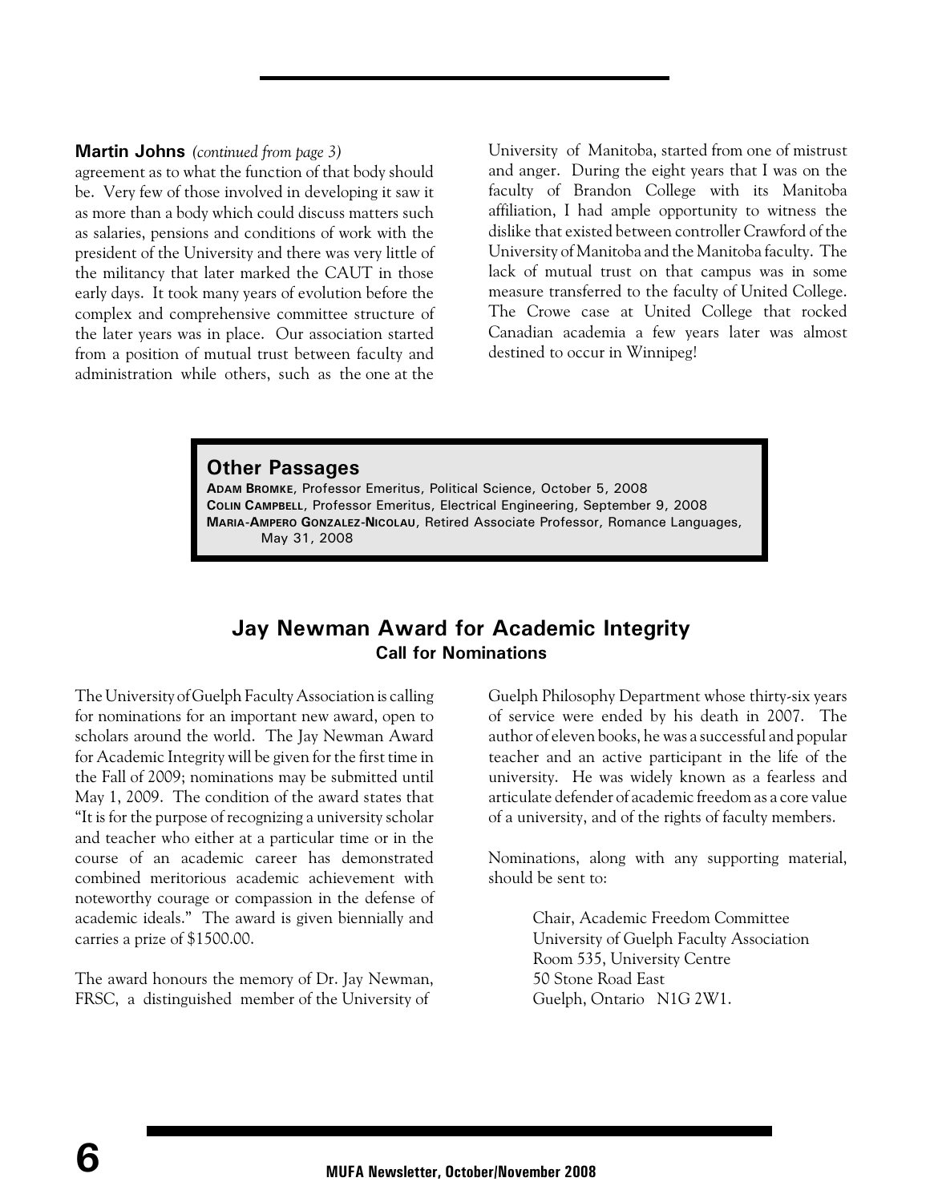**Martin Johns** *(continued from page 3)*
agreement as to what the function of that body should be. Very few of those involved in developing it saw it as more than a body which could discuss matters such as salaries, pensions and conditions of work with the president of the University and there was very little of the militancy that later marked the CAUT in those early days. It took many years of evolution before the complex and comprehensive committee structure of the later years was in place. Our association started from a position of mutual trust between faculty and administration while others, such as the one at the University of Manitoba, started from one of mistrust and anger. During the eight years that I was on the faculty of Brandon College with its Manitoba affiliation, I had ample opportunity to witness the dislike that existed between controller Crawford of the University of Manitoba and the Manitoba faculty. The lack of mutual trust on that campus was in some measure transferred to the faculty of United College. The Crowe case at United College that rocked Canadian academia a few years later was almost destined to occur in Winnipeg!

## Other Passages

**Adam Bromke**, Professor Emeritus, Political Science, October 5, 2008
**Colin Campbell**, Professor Emeritus, Electrical Engineering, September 9, 2008
**Maria-Ampero Gonzalez-Nicolau**, Retired Associate Professor, Romance Languages, May 31, 2008

## Jay Newman Award for Academic Integrity

### Call for Nominations

The University of Guelph Faculty Association is calling for nominations for an important new award, open to scholars around the world. The Jay Newman Award for Academic Integrity will be given for the first time in the Fall of 2009; nominations may be submitted until May 1, 2009. The condition of the award states that "It is for the purpose of recognizing a university scholar and teacher who either at a particular time or in the course of an academic career has demonstrated combined meritorious academic achievement with noteworthy courage or compassion in the defense of academic ideals." The award is given biennially and carries a prize of $1500.00.

The award honours the memory of Dr. Jay Newman, FRSC, a distinguished member of the University of Guelph Philosophy Department whose thirty-six years of service were ended by his death in 2007. The author of eleven books, he was a successful and popular teacher and an active participant in the life of the university. He was widely known as a fearless and articulate defender of academic freedom as a core value of a university, and of the rights of faculty members.

Nominations, along with any supporting material, should be sent to:

Chair, Academic Freedom Committee
University of Guelph Faculty Association
Room 535, University Centre
50 Stone Road East
Guelph, Ontario N1G 2W1.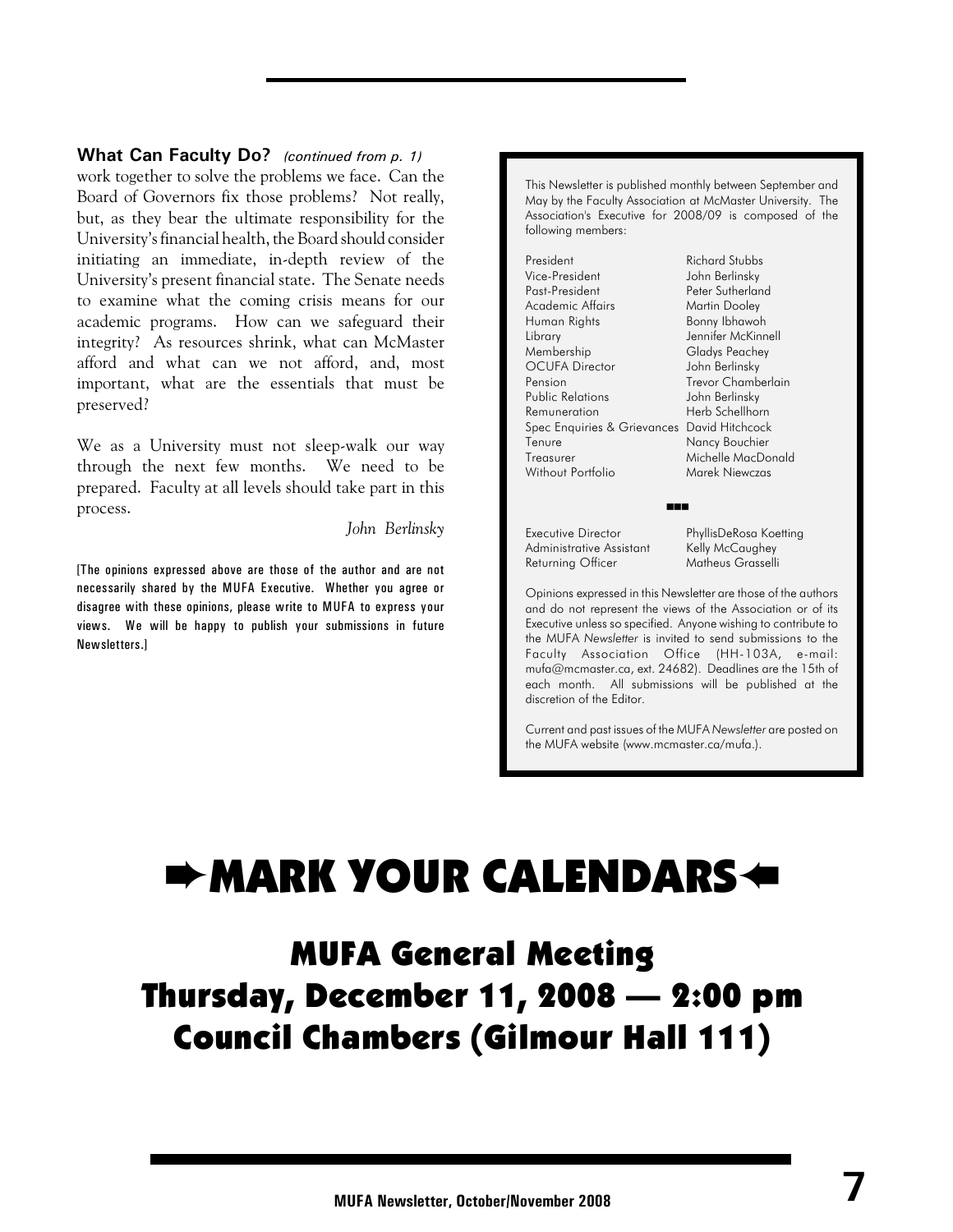**What Can Faculty Do?** *(continued from p. 1)*

work together to solve the problems we face. Can the Board of Governors fix those problems? Not really, but, as they bear the ultimate responsibility for the University's financial health, the Board should consider initiating an immediate, in-depth review of the University's present financial state. The Senate needs to examine what the coming crisis means for our academic programs. How can we safeguard their integrity? As resources shrink, what can McMaster afford and what can we not afford, and, most important, what are the essentials that must be preserved?

We as a University must not sleep-walk our way through the next few months. We need to be prepared. Faculty at all levels should take part in this process.

*John Berlinsky*

[The opinions expressed above are those of the author and are not necessarily shared by the MUFA Executive. Whether you agree or disagree with these opinions, please write to MUFA to express your views. We will be happy to publish your submissions in future Newsletters.]

This Newsletter is published monthly between September and May by the Faculty Association at McMaster University. The Association's Executive for 2008/09 is composed of the following members:

| | |
|---|---|
| President | Richard Stubbs |
| Vice-President | John Berlinsky |
| Past-President | Peter Sutherland |
| Academic Affairs | Martin Dooley |
| Human Rights | Bonny Ibhawoh |
| Library | Jennifer McKinnell |
| Membership | Gladys Peachey |
| OCUFA Director | John Berlinsky |
| Pension | Trevor Chamberlain |
| Public Relations | John Berlinsky |
| Remuneration | Herb Schellhorn |
| Spec Enquiries & Grievances | David Hitchcock |
| Tenure | Nancy Bouchier |
| Treasurer | Michelle MacDonald |
| Without Portfolio | Marek Niewczas |

| | |
|---|---|
| Executive Director | PhyllisDeRosa Koetting |
| Administrative Assistant | Kelly McCaughey |
| Returning Officer | Matheus Grasselli |

Opinions expressed in this Newsletter are those of the authors and do not represent the views of the Association or of its Executive unless so specified. Anyone wishing to contribute to the MUFA *Newsletter* is invited to send submissions to the Faculty Association Office (HH-103A, e-mail: mufa@mcmaster.ca, ext. 24682). Deadlines are the 15th of each month. All submissions will be published at the discretion of the Editor.

Current and past issues of the MUFA *Newsletter* are posted on the MUFA website (www.mcmaster.ca/mufa.).

# ➨MARK YOUR CALENDARS➨

## MUFA General Meeting
## Thursday, December 11, 2008 — 2:00 pm
## Council Chambers (Gilmour Hall 111)